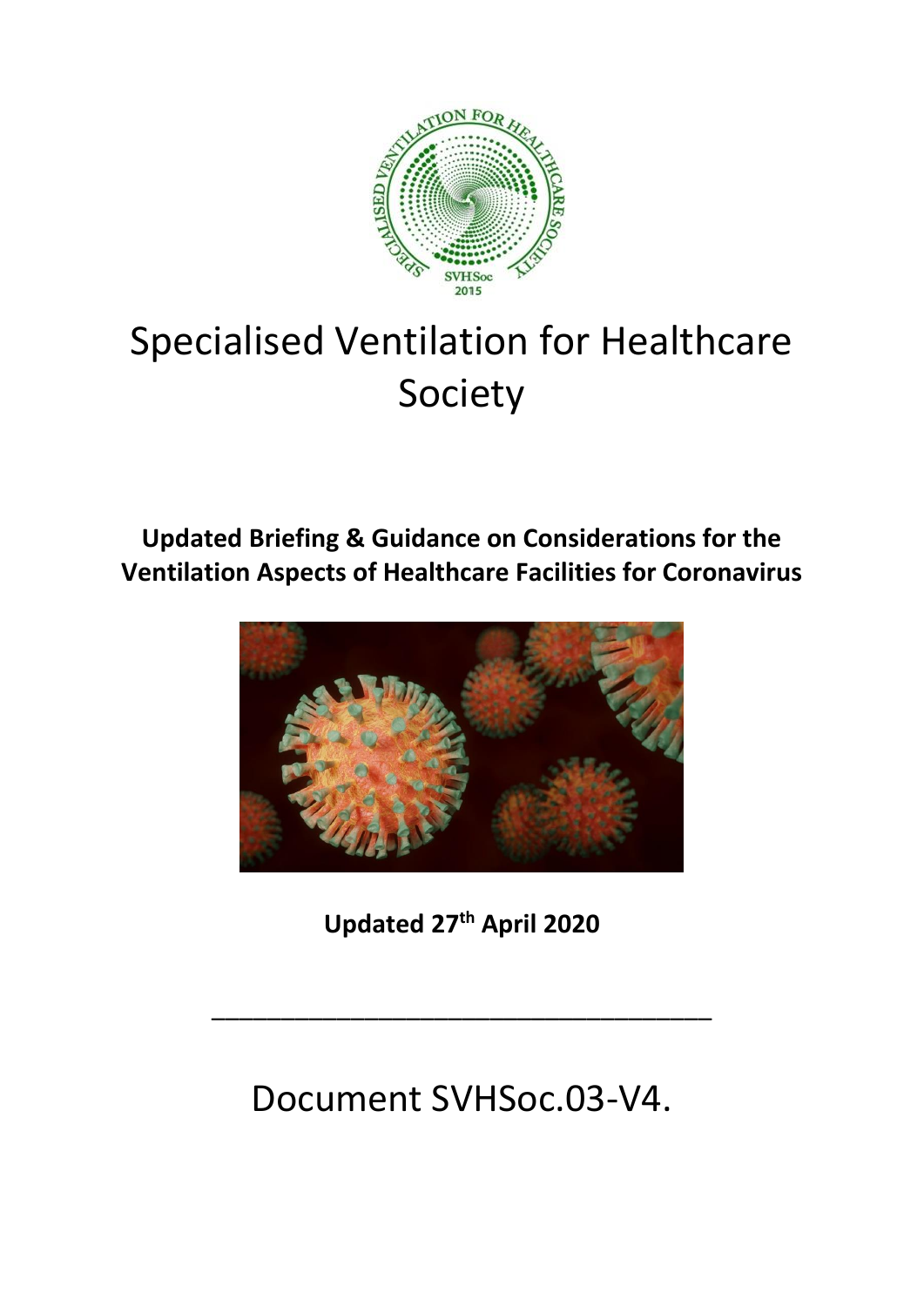# Specialised Ventilation for Healthcare Society

**Updated Briefing & Guidance on Considerations for the Ventilation Aspects of Healthcare Facilities for Coronavirus**

**Updated 27th April 2020**

---

Document SVHSoc.03-V4.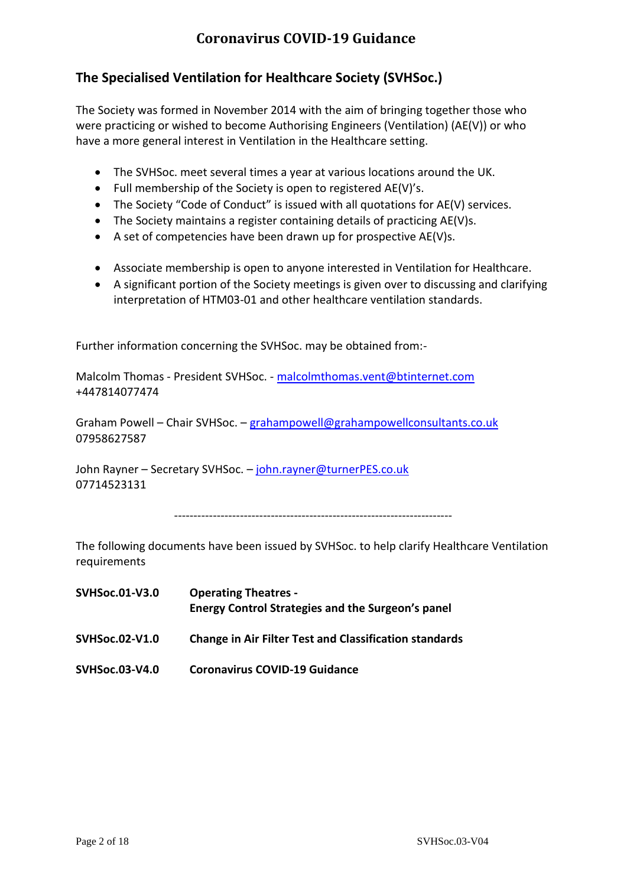## The Specialised Ventilation for Healthcare Society (SVHSoc.)

The Society was formed in November 2014 with the aim of bringing together those who were practicing or wished to become Authorising Engineers (Ventilation) (AE(V)) or who have a more general interest in Ventilation in the Healthcare setting.

- The SVHSoc. meet several times a year at various locations around the UK.
- Full membership of the Society is open to registered AE(V)'s.
- The Society "Code of Conduct" is issued with all quotations for AE(V) services.
- The Society maintains a register containing details of practicing AE(V)s.
- A set of competencies have been drawn up for prospective AE(V)s.

- Associate membership is open to anyone interested in Ventilation for Healthcare.
- A significant portion of the Society meetings is given over to discussing and clarifying interpretation of HTM03-01 and other healthcare ventilation standards.

Further information concerning the SVHSoc. may be obtained from:-

Malcolm Thomas - President SVHSoc. - malcolmthomas.vent@btinternet.com
+447814077474

Graham Powell – Chair SVHSoc. – grahampowell@grahampowellconsultants.co.uk
07958627587

John Rayner – Secretary SVHSoc. – john.rayner@turnerPES.co.uk
07714523131

---

The following documents have been issued by SVHSoc. to help clarify Healthcare Ventilation requirements

| | |
|---|---|
| **SVHSoc.01-V3.0** | **Operating Theatres - Energy Control Strategies and the Surgeon's panel** |
| **SVHSoc.02-V1.0** | **Change in Air Filter Test and Classification standards** |
| **SVHSoc.03-V4.0** | **Coronavirus COVID-19 Guidance** |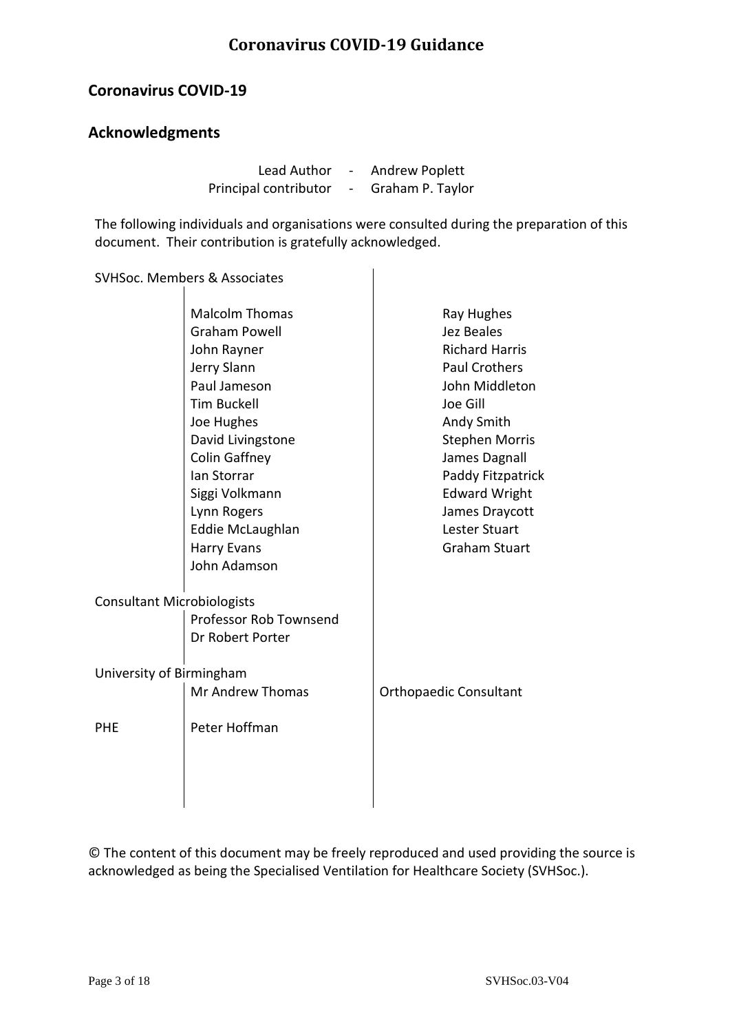## Coronavirus COVID-19

## Acknowledgments

Lead Author - Andrew Poplett
Principal contributor - Graham P. Taylor

The following individuals and organisations were consulted during the preparation of this document. Their contribution is gratefully acknowledged.

**SVHSoc. Members & Associates**

- Malcolm Thomas
- Graham Powell
- John Rayner
- Jerry Slann
- Paul Jameson
- Tim Buckell
- Joe Hughes
- David Livingstone
- Colin Gaffney
- Ian Storrar
- Siggi Volkmann
- Lynn Rogers
- Eddie McLaughlan
- Harry Evans
- John Adamson
- Ray Hughes
- Jez Beales
- Richard Harris
- Paul Crothers
- John Middleton
- Joe Gill
- Andy Smith
- Stephen Morris
- James Dagnall
- Paddy Fitzpatrick
- Edward Wright
- James Draycott
- Lester Stuart
- Graham Stuart

**Consultant Microbiologists**

- Professor Rob Townsend
- Dr Robert Porter

**University of Birmingham**

- Mr Andrew Thomas - Orthopaedic Consultant

**PHE**

- Peter Hoffman

© The content of this document may be freely reproduced and used providing the source is acknowledged as being the Specialised Ventilation for Healthcare Society (SVHSoc.).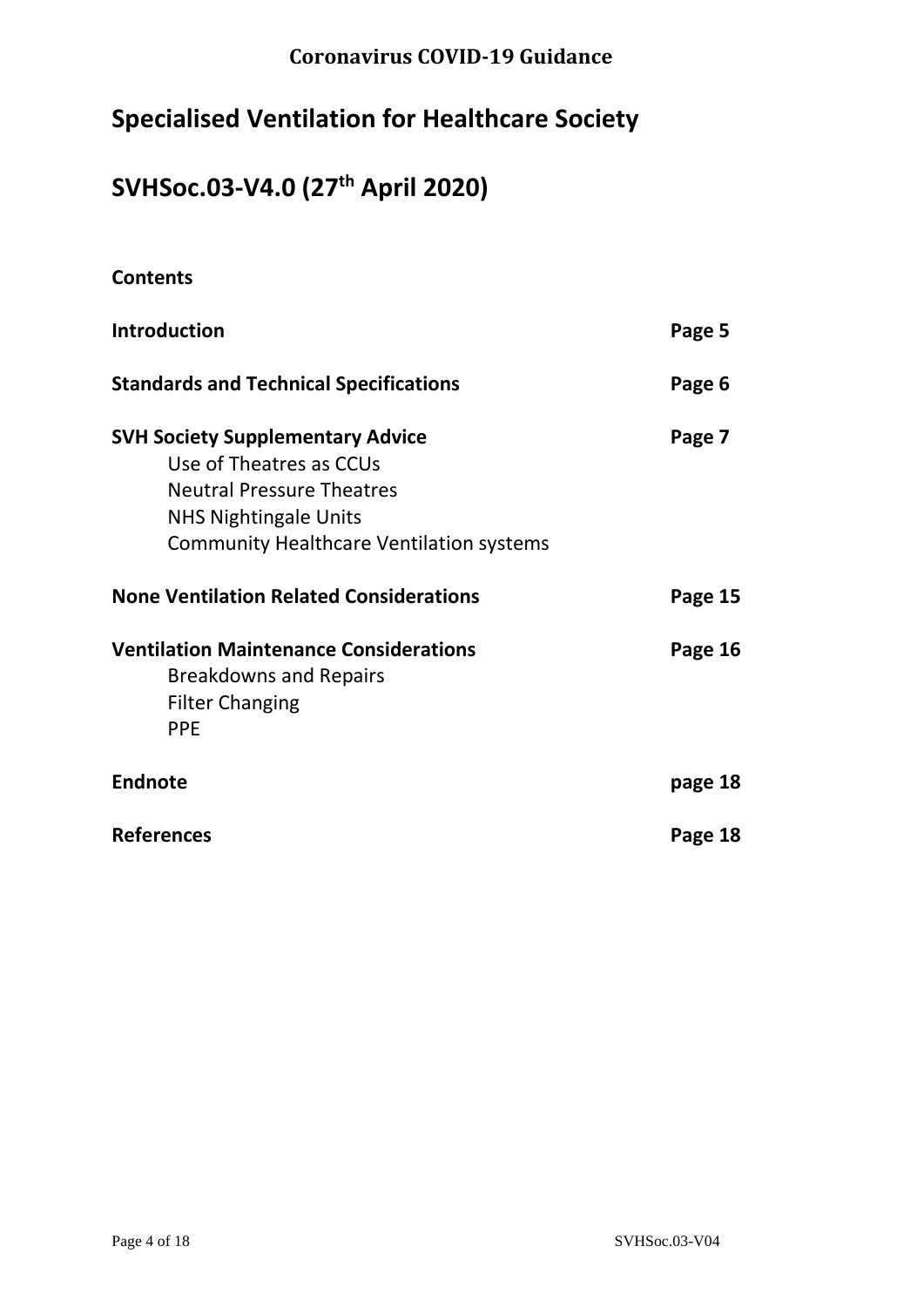**Coronavirus COVID-19 Guidance**

# Specialised Ventilation for Healthcare Society

# SVHSoc.03-V4.0 (27th April 2020)

## Contents

| | |
|---|---|
| **Introduction** | **Page 5** |
| **Standards and Technical Specifications** | **Page 6** |
| **SVH Society Supplementary Advice** | **Page 7** |
| Use of Theatres as CCUs | |
| Neutral Pressure Theatres | |
| NHS Nightingale Units | |
| Community Healthcare Ventilation systems | |
| **None Ventilation Related Considerations** | **Page 15** |
| **Ventilation Maintenance Considerations** | **Page 16** |
| Breakdowns and Repairs | |
| Filter Changing | |
| PPE | |
| **Endnote** | **page 18** |
| **References** | **Page 18** |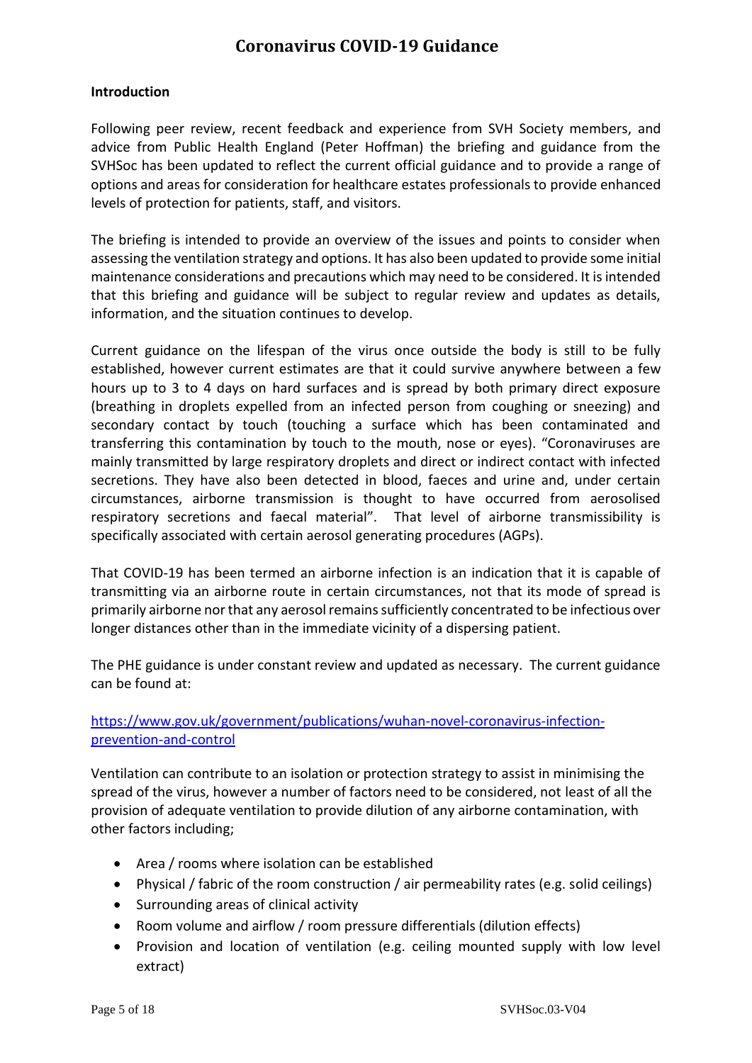### Introduction

Following peer review, recent feedback and experience from SVH Society members, and advice from Public Health England (Peter Hoffman) the briefing and guidance from the SVHSoc has been updated to reflect the current official guidance and to provide a range of options and areas for consideration for healthcare estates professionals to provide enhanced levels of protection for patients, staff, and visitors.

The briefing is intended to provide an overview of the issues and points to consider when assessing the ventilation strategy and options. It has also been updated to provide some initial maintenance considerations and precautions which may need to be considered. It is intended that this briefing and guidance will be subject to regular review and updates as details, information, and the situation continues to develop.

Current guidance on the lifespan of the virus once outside the body is still to be fully established, however current estimates are that it could survive anywhere between a few hours up to 3 to 4 days on hard surfaces and is spread by both primary direct exposure (breathing in droplets expelled from an infected person from coughing or sneezing) and secondary contact by touch (touching a surface which has been contaminated and transferring this contamination by touch to the mouth, nose or eyes). "Coronaviruses are mainly transmitted by large respiratory droplets and direct or indirect contact with infected secretions. They have also been detected in blood, faeces and urine and, under certain circumstances, airborne transmission is thought to have occurred from aerosolised respiratory secretions and faecal material". That level of airborne transmissibility is specifically associated with certain aerosol generating procedures (AGPs).

That COVID-19 has been termed an airborne infection is an indication that it is capable of transmitting via an airborne route in certain circumstances, not that its mode of spread is primarily airborne nor that any aerosol remains sufficiently concentrated to be infectious over longer distances other than in the immediate vicinity of a dispersing patient.

The PHE guidance is under constant review and updated as necessary. The current guidance can be found at:

[https://www.gov.uk/government/publications/wuhan-novel-coronavirus-infection-prevention-and-control](https://www.gov.uk/government/publications/wuhan-novel-coronavirus-infection-prevention-and-control)

Ventilation can contribute to an isolation or protection strategy to assist in minimising the spread of the virus, however a number of factors need to be considered, not least of all the provision of adequate ventilation to provide dilution of any airborne contamination, with other factors including;

- Area / rooms where isolation can be established
- Physical / fabric of the room construction / air permeability rates (e.g. solid ceilings)
- Surrounding areas of clinical activity
- Room volume and airflow / room pressure differentials (dilution effects)
- Provision and location of ventilation (e.g. ceiling mounted supply with low level extract)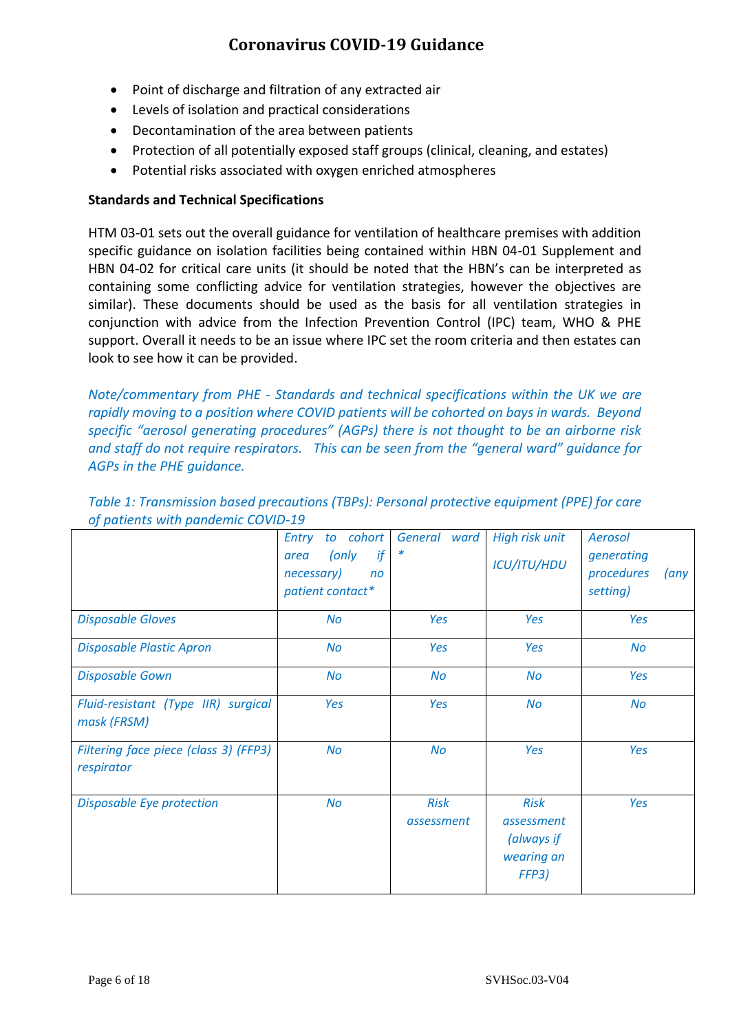- Point of discharge and filtration of any extracted air
- Levels of isolation and practical considerations
- Decontamination of the area between patients
- Protection of all potentially exposed staff groups (clinical, cleaning, and estates)
- Potential risks associated with oxygen enriched atmospheres

**Standards and Technical Specifications**

HTM 03-01 sets out the overall guidance for ventilation of healthcare premises with addition specific guidance on isolation facilities being contained within HBN 04-01 Supplement and HBN 04-02 for critical care units (it should be noted that the HBN's can be interpreted as containing some conflicting advice for ventilation strategies, however the objectives are similar). These documents should be used as the basis for all ventilation strategies in conjunction with advice from the Infection Prevention Control (IPC) team, WHO & PHE support. Overall it needs to be an issue where IPC set the room criteria and then estates can look to see how it can be provided.

*Note/commentary from PHE - Standards and technical specifications within the UK we are rapidly moving to a position where COVID patients will be cohorted on bays in wards. Beyond specific "aerosol generating procedures" (AGPs) there is not thought to be an airborne risk and staff do not require respirators. This can be seen from the "general ward" guidance for AGPs in the PHE guidance.*

*Table 1: Transmission based precautions (TBPs): Personal protective equipment (PPE) for care of patients with pandemic COVID-19*

| | *Entry to cohort area (only if necessary) no patient contact** | *General ward** | *High risk unit ICU/ITU/HDU* | *Aerosol generating procedures (any setting)* |
|---|---|---|---|---|
| *Disposable Gloves* | *No* | *Yes* | *Yes* | *Yes* |
| *Disposable Plastic Apron* | *No* | *Yes* | *Yes* | *No* |
| *Disposable Gown* | *No* | *No* | *No* | *Yes* |
| *Fluid-resistant (Type IIR) surgical mask (FRSM)* | *Yes* | *Yes* | *No* | *No* |
| *Filtering face piece (class 3) (FFP3) respirator* | *No* | *No* | *Yes* | *Yes* |
| *Disposable Eye protection* | *No* | *Risk assessment* | *Risk assessment (always if wearing an FFP3)* | *Yes* |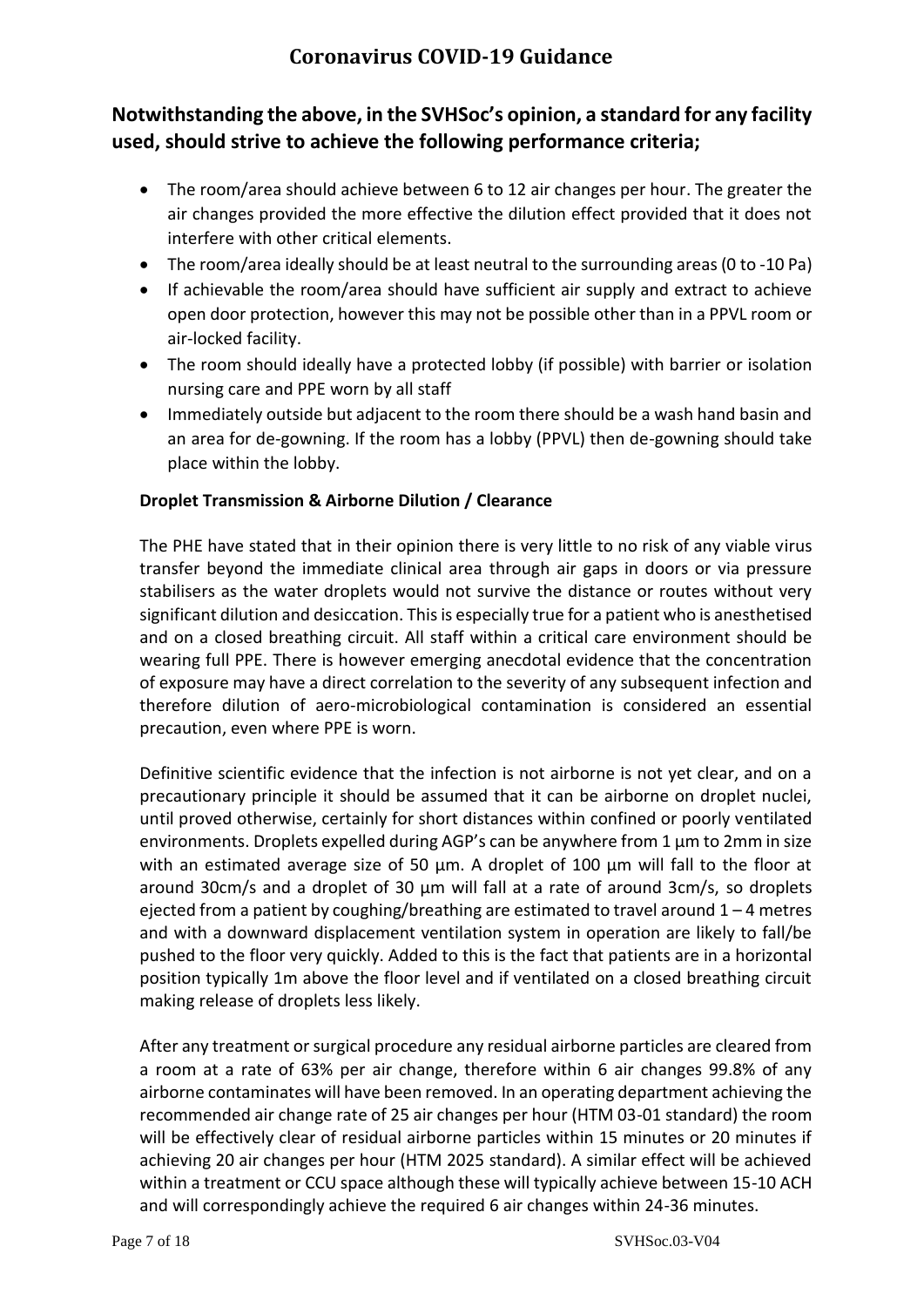## Notwithstanding the above, in the SVHSoc's opinion, a standard for any facility used, should strive to achieve the following performance criteria;

- The room/area should achieve between 6 to 12 air changes per hour. The greater the air changes provided the more effective the dilution effect provided that it does not interfere with other critical elements.
- The room/area ideally should be at least neutral to the surrounding areas (0 to -10 Pa)
- If achievable the room/area should have sufficient air supply and extract to achieve open door protection, however this may not be possible other than in a PPVL room or air-locked facility.
- The room should ideally have a protected lobby (if possible) with barrier or isolation nursing care and PPE worn by all staff
- Immediately outside but adjacent to the room there should be a wash hand basin and an area for de-gowning. If the room has a lobby (PPVL) then de-gowning should take place within the lobby.

**Droplet Transmission & Airborne Dilution / Clearance**

The PHE have stated that in their opinion there is very little to no risk of any viable virus transfer beyond the immediate clinical area through air gaps in doors or via pressure stabilisers as the water droplets would not survive the distance or routes without very significant dilution and desiccation. This is especially true for a patient who is anesthetised and on a closed breathing circuit. All staff within a critical care environment should be wearing full PPE. There is however emerging anecdotal evidence that the concentration of exposure may have a direct correlation to the severity of any subsequent infection and therefore dilution of aero-microbiological contamination is considered an essential precaution, even where PPE is worn.

Definitive scientific evidence that the infection is not airborne is not yet clear, and on a precautionary principle it should be assumed that it can be airborne on droplet nuclei, until proved otherwise, certainly for short distances within confined or poorly ventilated environments. Droplets expelled during AGP's can be anywhere from 1 µm to 2mm in size with an estimated average size of 50 µm. A droplet of 100 µm will fall to the floor at around 30cm/s and a droplet of 30 µm will fall at a rate of around 3cm/s, so droplets ejected from a patient by coughing/breathing are estimated to travel around 1 – 4 metres and with a downward displacement ventilation system in operation are likely to fall/be pushed to the floor very quickly. Added to this is the fact that patients are in a horizontal position typically 1m above the floor level and if ventilated on a closed breathing circuit making release of droplets less likely.

After any treatment or surgical procedure any residual airborne particles are cleared from a room at a rate of 63% per air change, therefore within 6 air changes 99.8% of any airborne contaminates will have been removed. In an operating department achieving the recommended air change rate of 25 air changes per hour (HTM 03-01 standard) the room will be effectively clear of residual airborne particles within 15 minutes or 20 minutes if achieving 20 air changes per hour (HTM 2025 standard). A similar effect will be achieved within a treatment or CCU space although these will typically achieve between 15-10 ACH and will correspondingly achieve the required 6 air changes within 24-36 minutes.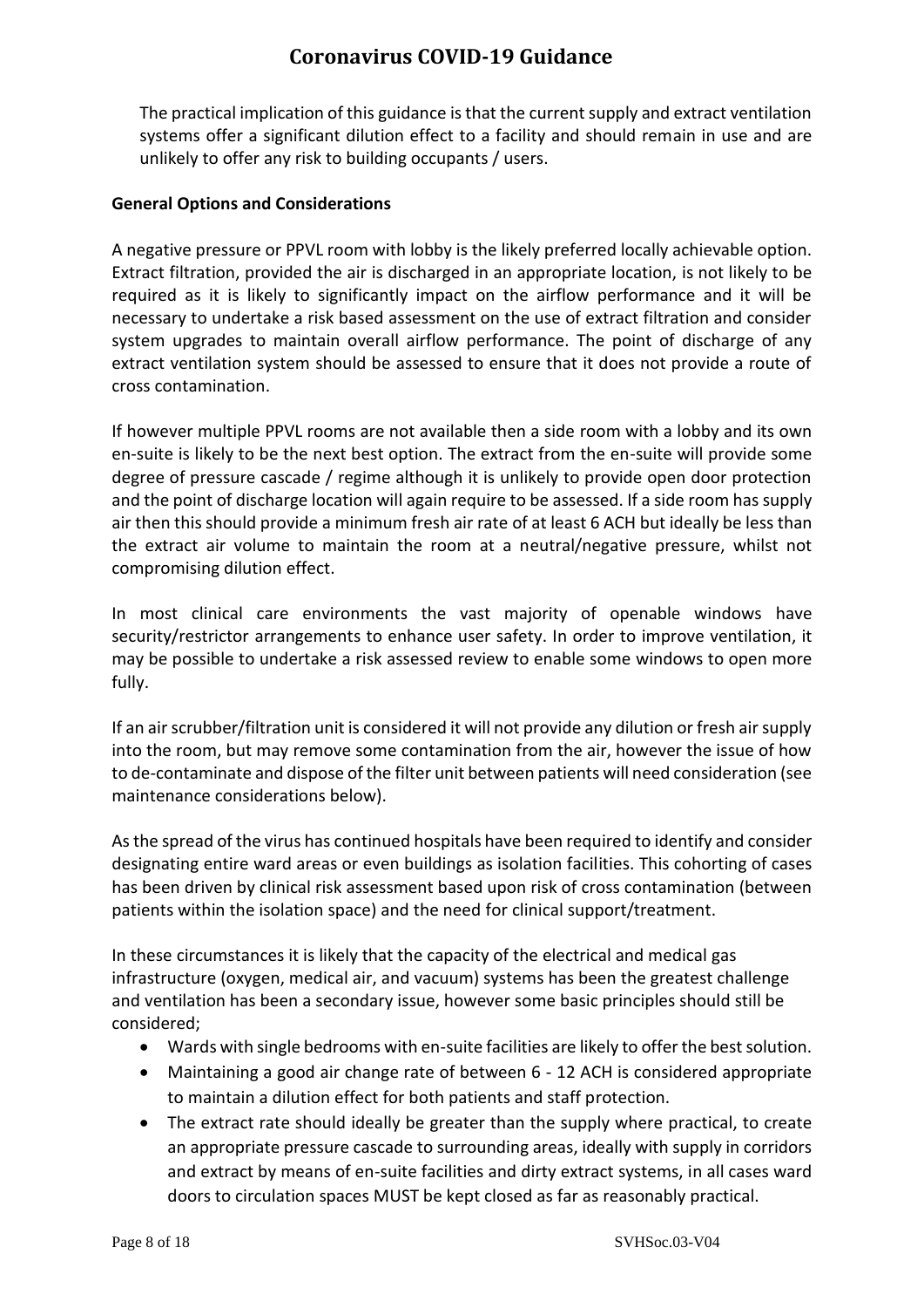The practical implication of this guidance is that the current supply and extract ventilation systems offer a significant dilution effect to a facility and should remain in use and are unlikely to offer any risk to building occupants / users.

**General Options and Considerations**

A negative pressure or PPVL room with lobby is the likely preferred locally achievable option. Extract filtration, provided the air is discharged in an appropriate location, is not likely to be required as it is likely to significantly impact on the airflow performance and it will be necessary to undertake a risk based assessment on the use of extract filtration and consider system upgrades to maintain overall airflow performance. The point of discharge of any extract ventilation system should be assessed to ensure that it does not provide a route of cross contamination.

If however multiple PPVL rooms are not available then a side room with a lobby and its own en-suite is likely to be the next best option. The extract from the en-suite will provide some degree of pressure cascade / regime although it is unlikely to provide open door protection and the point of discharge location will again require to be assessed. If a side room has supply air then this should provide a minimum fresh air rate of at least 6 ACH but ideally be less than the extract air volume to maintain the room at a neutral/negative pressure, whilst not compromising dilution effect.

In most clinical care environments the vast majority of openable windows have security/restrictor arrangements to enhance user safety. In order to improve ventilation, it may be possible to undertake a risk assessed review to enable some windows to open more fully.

If an air scrubber/filtration unit is considered it will not provide any dilution or fresh air supply into the room, but may remove some contamination from the air, however the issue of how to de-contaminate and dispose of the filter unit between patients will need consideration (see maintenance considerations below).

As the spread of the virus has continued hospitals have been required to identify and consider designating entire ward areas or even buildings as isolation facilities. This cohorting of cases has been driven by clinical risk assessment based upon risk of cross contamination (between patients within the isolation space) and the need for clinical support/treatment.

In these circumstances it is likely that the capacity of the electrical and medical gas infrastructure (oxygen, medical air, and vacuum) systems has been the greatest challenge and ventilation has been a secondary issue, however some basic principles should still be considered;

- Wards with single bedrooms with en-suite facilities are likely to offer the best solution.
- Maintaining a good air change rate of between 6 - 12 ACH is considered appropriate to maintain a dilution effect for both patients and staff protection.
- The extract rate should ideally be greater than the supply where practical, to create an appropriate pressure cascade to surrounding areas, ideally with supply in corridors and extract by means of en-suite facilities and dirty extract systems, in all cases ward doors to circulation spaces MUST be kept closed as far as reasonably practical.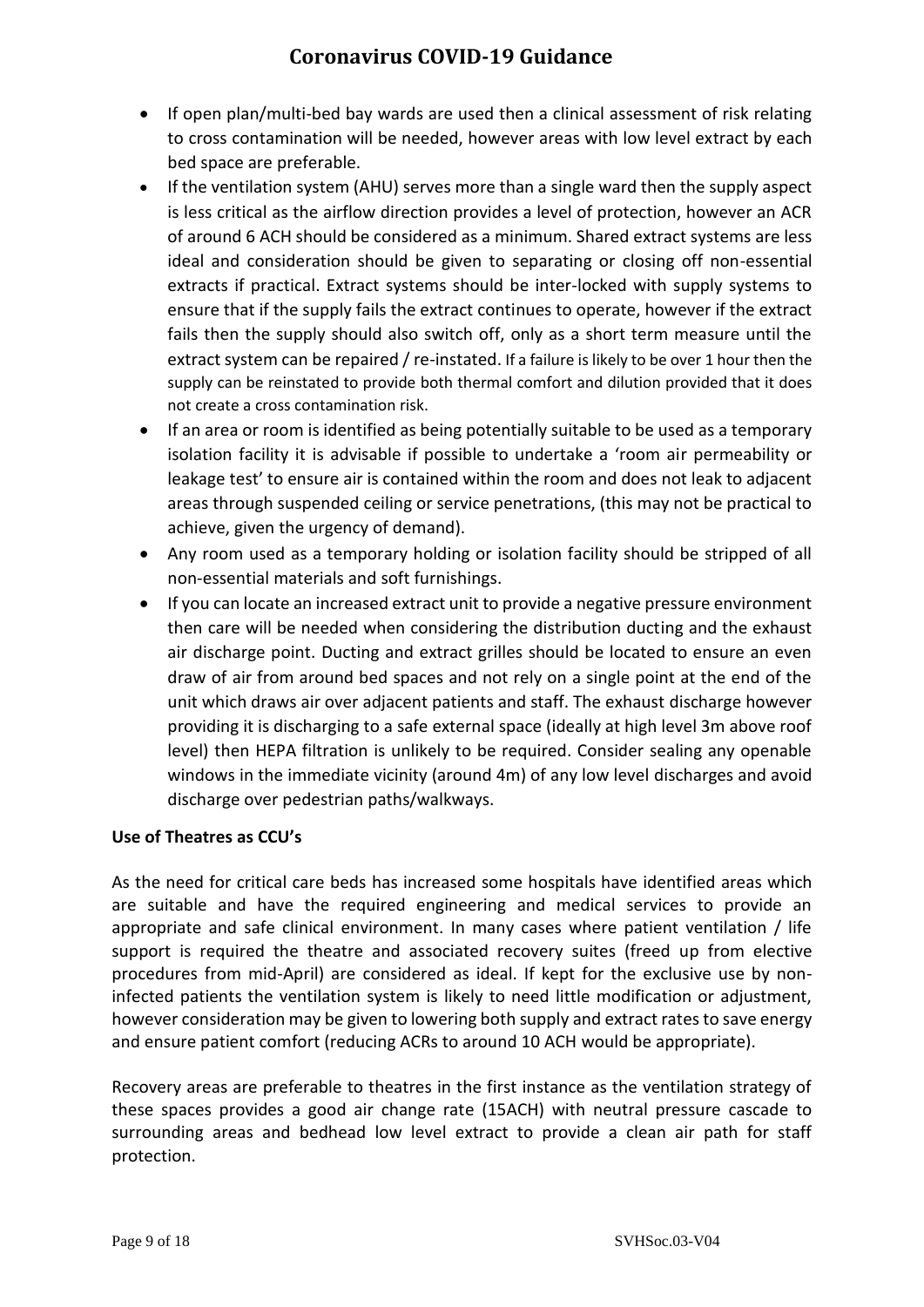- If open plan/multi-bed bay wards are used then a clinical assessment of risk relating to cross contamination will be needed, however areas with low level extract by each bed space are preferable.
- If the ventilation system (AHU) serves more than a single ward then the supply aspect is less critical as the airflow direction provides a level of protection, however an ACR of around 6 ACH should be considered as a minimum. Shared extract systems are less ideal and consideration should be given to separating or closing off non-essential extracts if practical. Extract systems should be inter-locked with supply systems to ensure that if the supply fails the extract continues to operate, however if the extract fails then the supply should also switch off, only as a short term measure until the extract system can be repaired / re-instated. If a failure is likely to be over 1 hour then the supply can be reinstated to provide both thermal comfort and dilution provided that it does not create a cross contamination risk.
- If an area or room is identified as being potentially suitable to be used as a temporary isolation facility it is advisable if possible to undertake a 'room air permeability or leakage test' to ensure air is contained within the room and does not leak to adjacent areas through suspended ceiling or service penetrations, (this may not be practical to achieve, given the urgency of demand).
- Any room used as a temporary holding or isolation facility should be stripped of all non-essential materials and soft furnishings.
- If you can locate an increased extract unit to provide a negative pressure environment then care will be needed when considering the distribution ducting and the exhaust air discharge point. Ducting and extract grilles should be located to ensure an even draw of air from around bed spaces and not rely on a single point at the end of the unit which draws air over adjacent patients and staff. The exhaust discharge however providing it is discharging to a safe external space (ideally at high level 3m above roof level) then HEPA filtration is unlikely to be required. Consider sealing any openable windows in the immediate vicinity (around 4m) of any low level discharges and avoid discharge over pedestrian paths/walkways.

**Use of Theatres as CCU's**

As the need for critical care beds has increased some hospitals have identified areas which are suitable and have the required engineering and medical services to provide an appropriate and safe clinical environment. In many cases where patient ventilation / life support is required the theatre and associated recovery suites (freed up from elective procedures from mid-April) are considered as ideal. If kept for the exclusive use by non-infected patients the ventilation system is likely to need little modification or adjustment, however consideration may be given to lowering both supply and extract rates to save energy and ensure patient comfort (reducing ACRs to around 10 ACH would be appropriate).

Recovery areas are preferable to theatres in the first instance as the ventilation strategy of these spaces provides a good air change rate (15ACH) with neutral pressure cascade to surrounding areas and bedhead low level extract to provide a clean air path for staff protection.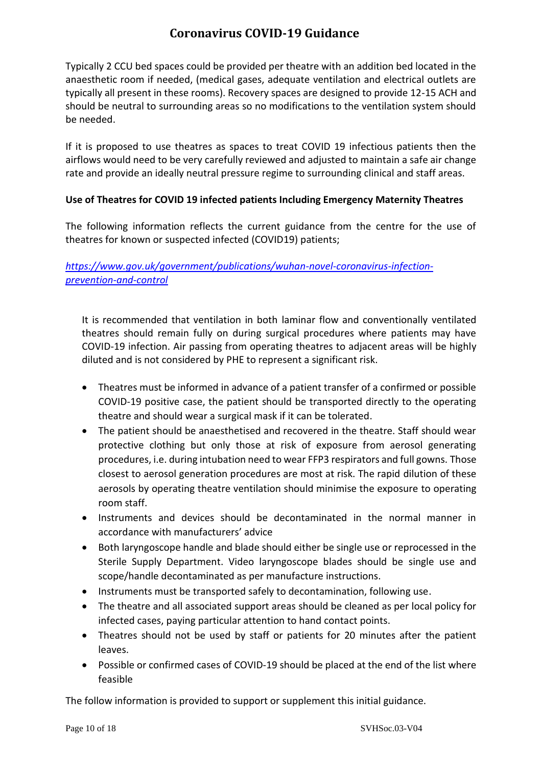Typically 2 CCU bed spaces could be provided per theatre with an addition bed located in the anaesthetic room if needed, (medical gases, adequate ventilation and electrical outlets are typically all present in these rooms). Recovery spaces are designed to provide 12-15 ACH and should be neutral to surrounding areas so no modifications to the ventilation system should be needed.

If it is proposed to use theatres as spaces to treat COVID 19 infectious patients then the airflows would need to be very carefully reviewed and adjusted to maintain a safe air change rate and provide an ideally neutral pressure regime to surrounding clinical and staff areas.

**Use of Theatres for COVID 19 infected patients Including Emergency Maternity Theatres**

The following information reflects the current guidance from the centre for the use of theatres for known or suspected infected (COVID19) patients;

*https://www.gov.uk/government/publications/wuhan-novel-coronavirus-infection-prevention-and-control*

> It is recommended that ventilation in both laminar flow and conventionally ventilated theatres should remain fully on during surgical procedures where patients may have COVID-19 infection. Air passing from operating theatres to adjacent areas will be highly diluted and is not considered by PHE to represent a significant risk.
>
> - Theatres must be informed in advance of a patient transfer of a confirmed or possible COVID-19 positive case, the patient should be transported directly to the operating theatre and should wear a surgical mask if it can be tolerated.
> - The patient should be anaesthetised and recovered in the theatre. Staff should wear protective clothing but only those at risk of exposure from aerosol generating procedures, i.e. during intubation need to wear FFP3 respirators and full gowns. Those closest to aerosol generation procedures are most at risk. The rapid dilution of these aerosols by operating theatre ventilation should minimise the exposure to operating room staff.
> - Instruments and devices should be decontaminated in the normal manner in accordance with manufacturers' advice
> - Both laryngoscope handle and blade should either be single use or reprocessed in the Sterile Supply Department. Video laryngoscope blades should be single use and scope/handle decontaminated as per manufacture instructions.
> - Instruments must be transported safely to decontamination, following use.
> - The theatre and all associated support areas should be cleaned as per local policy for infected cases, paying particular attention to hand contact points.
> - Theatres should not be used by staff or patients for 20 minutes after the patient leaves.
> - Possible or confirmed cases of COVID-19 should be placed at the end of the list where feasible

The follow information is provided to support or supplement this initial guidance.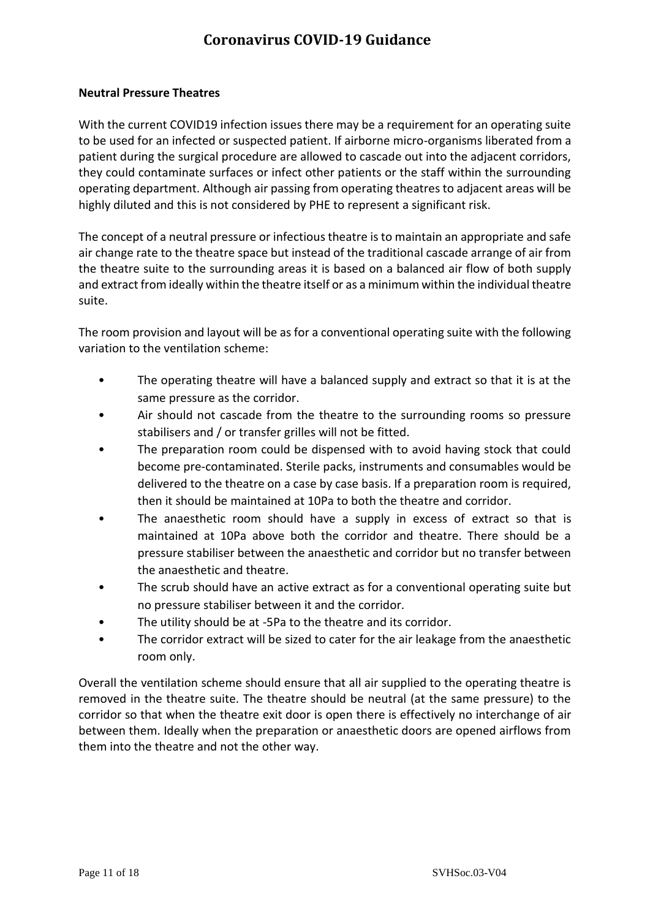**Neutral Pressure Theatres**

With the current COVID19 infection issues there may be a requirement for an operating suite to be used for an infected or suspected patient. If airborne micro-organisms liberated from a patient during the surgical procedure are allowed to cascade out into the adjacent corridors, they could contaminate surfaces or infect other patients or the staff within the surrounding operating department. Although air passing from operating theatres to adjacent areas will be highly diluted and this is not considered by PHE to represent a significant risk.

The concept of a neutral pressure or infectious theatre is to maintain an appropriate and safe air change rate to the theatre space but instead of the traditional cascade arrange of air from the theatre suite to the surrounding areas it is based on a balanced air flow of both supply and extract from ideally within the theatre itself or as a minimum within the individual theatre suite.

The room provision and layout will be as for a conventional operating suite with the following variation to the ventilation scheme:

- The operating theatre will have a balanced supply and extract so that it is at the same pressure as the corridor.
- Air should not cascade from the theatre to the surrounding rooms so pressure stabilisers and / or transfer grilles will not be fitted.
- The preparation room could be dispensed with to avoid having stock that could become pre-contaminated. Sterile packs, instruments and consumables would be delivered to the theatre on a case by case basis. If a preparation room is required, then it should be maintained at 10Pa to both the theatre and corridor.
- The anaesthetic room should have a supply in excess of extract so that is maintained at 10Pa above both the corridor and theatre. There should be a pressure stabiliser between the anaesthetic and corridor but no transfer between the anaesthetic and theatre.
- The scrub should have an active extract as for a conventional operating suite but no pressure stabiliser between it and the corridor.
- The utility should be at -5Pa to the theatre and its corridor.
- The corridor extract will be sized to cater for the air leakage from the anaesthetic room only.

Overall the ventilation scheme should ensure that all air supplied to the operating theatre is removed in the theatre suite. The theatre should be neutral (at the same pressure) to the corridor so that when the theatre exit door is open there is effectively no interchange of air between them. Ideally when the preparation or anaesthetic doors are opened airflows from them into the theatre and not the other way.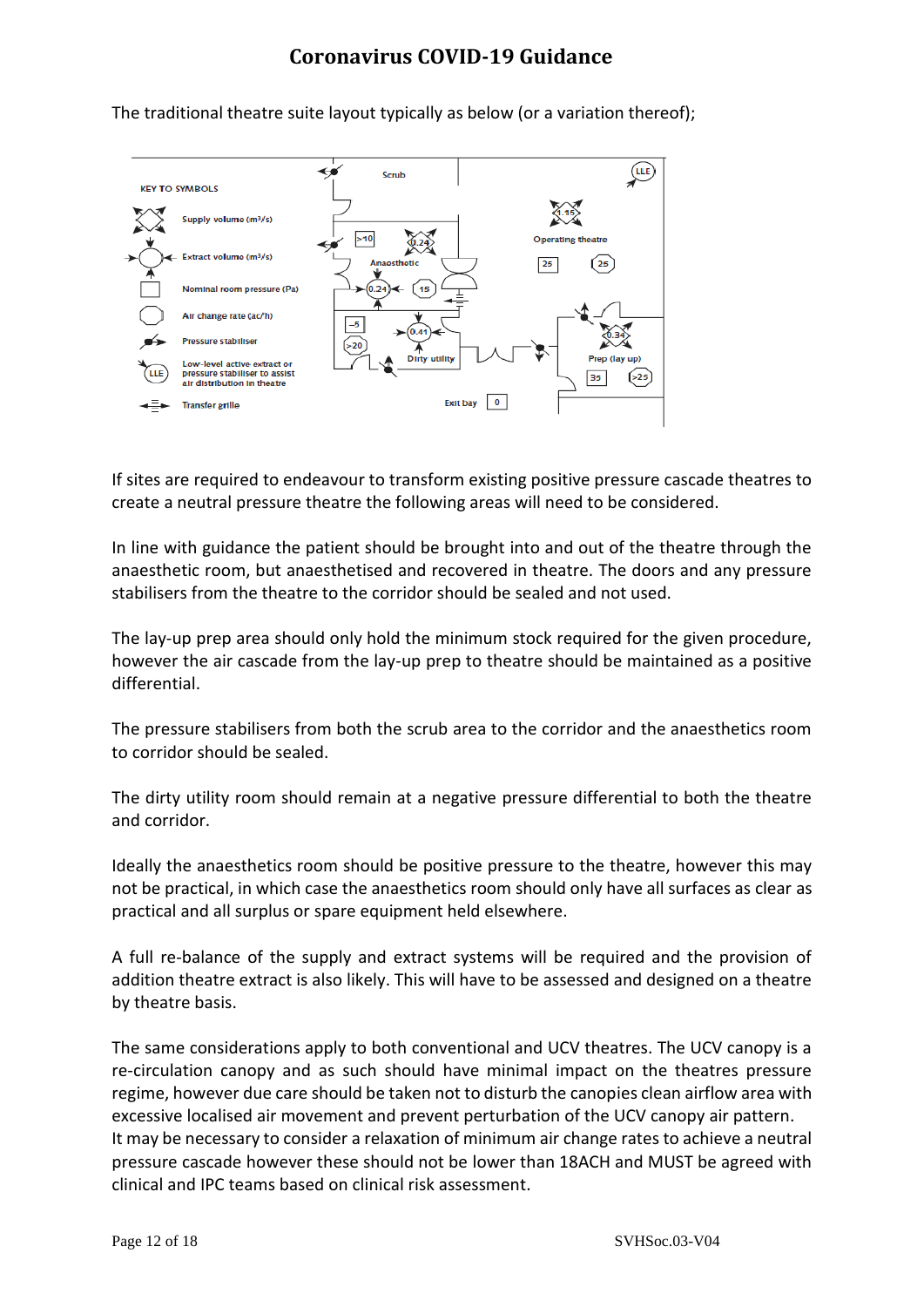The traditional theatre suite layout typically as below (or a variation thereof);

If sites are required to endeavour to transform existing positive pressure cascade theatres to create a neutral pressure theatre the following areas will need to be considered.

In line with guidance the patient should be brought into and out of the theatre through the anaesthetic room, but anaesthetised and recovered in theatre. The doors and any pressure stabilisers from the theatre to the corridor should be sealed and not used.

The lay-up prep area should only hold the minimum stock required for the given procedure, however the air cascade from the lay-up prep to theatre should be maintained as a positive differential.

The pressure stabilisers from both the scrub area to the corridor and the anaesthetics room to corridor should be sealed.

The dirty utility room should remain at a negative pressure differential to both the theatre and corridor.

Ideally the anaesthetics room should be positive pressure to the theatre, however this may not be practical, in which case the anaesthetics room should only have all surfaces as clear as practical and all surplus or spare equipment held elsewhere.

A full re-balance of the supply and extract systems will be required and the provision of addition theatre extract is also likely. This will have to be assessed and designed on a theatre by theatre basis.

The same considerations apply to both conventional and UCV theatres. The UCV canopy is a re-circulation canopy and as such should have minimal impact on the theatres pressure regime, however due care should be taken not to disturb the canopies clean airflow area with excessive localised air movement and prevent perturbation of the UCV canopy air pattern.
It may be necessary to consider a relaxation of minimum air change rates to achieve a neutral pressure cascade however these should not be lower than 18ACH and MUST be agreed with clinical and IPC teams based on clinical risk assessment.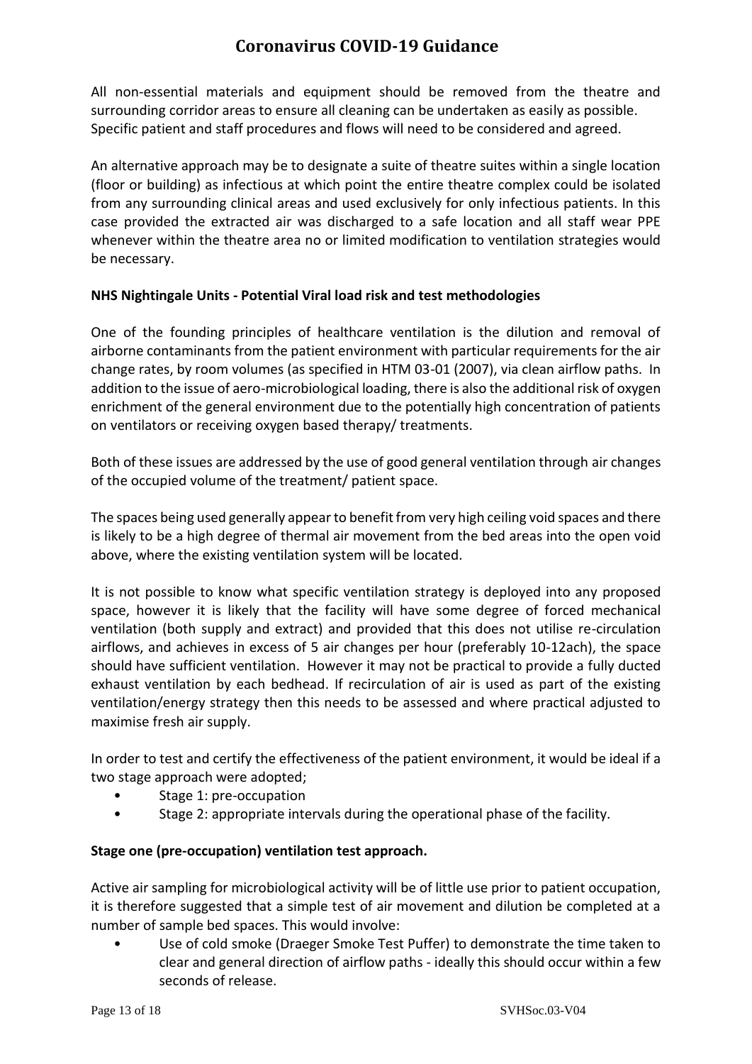All non-essential materials and equipment should be removed from the theatre and surrounding corridor areas to ensure all cleaning can be undertaken as easily as possible. Specific patient and staff procedures and flows will need to be considered and agreed.

An alternative approach may be to designate a suite of theatre suites within a single location (floor or building) as infectious at which point the entire theatre complex could be isolated from any surrounding clinical areas and used exclusively for only infectious patients. In this case provided the extracted air was discharged to a safe location and all staff wear PPE whenever within the theatre area no or limited modification to ventilation strategies would be necessary.

**NHS Nightingale Units - Potential Viral load risk and test methodologies**

One of the founding principles of healthcare ventilation is the dilution and removal of airborne contaminants from the patient environment with particular requirements for the air change rates, by room volumes (as specified in HTM 03-01 (2007), via clean airflow paths. In addition to the issue of aero-microbiological loading, there is also the additional risk of oxygen enrichment of the general environment due to the potentially high concentration of patients on ventilators or receiving oxygen based therapy/ treatments.

Both of these issues are addressed by the use of good general ventilation through air changes of the occupied volume of the treatment/ patient space.

The spaces being used generally appear to benefit from very high ceiling void spaces and there is likely to be a high degree of thermal air movement from the bed areas into the open void above, where the existing ventilation system will be located.

It is not possible to know what specific ventilation strategy is deployed into any proposed space, however it is likely that the facility will have some degree of forced mechanical ventilation (both supply and extract) and provided that this does not utilise re-circulation airflows, and achieves in excess of 5 air changes per hour (preferably 10-12ach), the space should have sufficient ventilation. However it may not be practical to provide a fully ducted exhaust ventilation by each bedhead. If recirculation of air is used as part of the existing ventilation/energy strategy then this needs to be assessed and where practical adjusted to maximise fresh air supply.

In order to test and certify the effectiveness of the patient environment, it would be ideal if a two stage approach were adopted;

- Stage 1: pre-occupation
- Stage 2: appropriate intervals during the operational phase of the facility.

**Stage one (pre-occupation) ventilation test approach.**

Active air sampling for microbiological activity will be of little use prior to patient occupation, it is therefore suggested that a simple test of air movement and dilution be completed at a number of sample bed spaces. This would involve:

- Use of cold smoke (Draeger Smoke Test Puffer) to demonstrate the time taken to clear and general direction of airflow paths - ideally this should occur within a few seconds of release.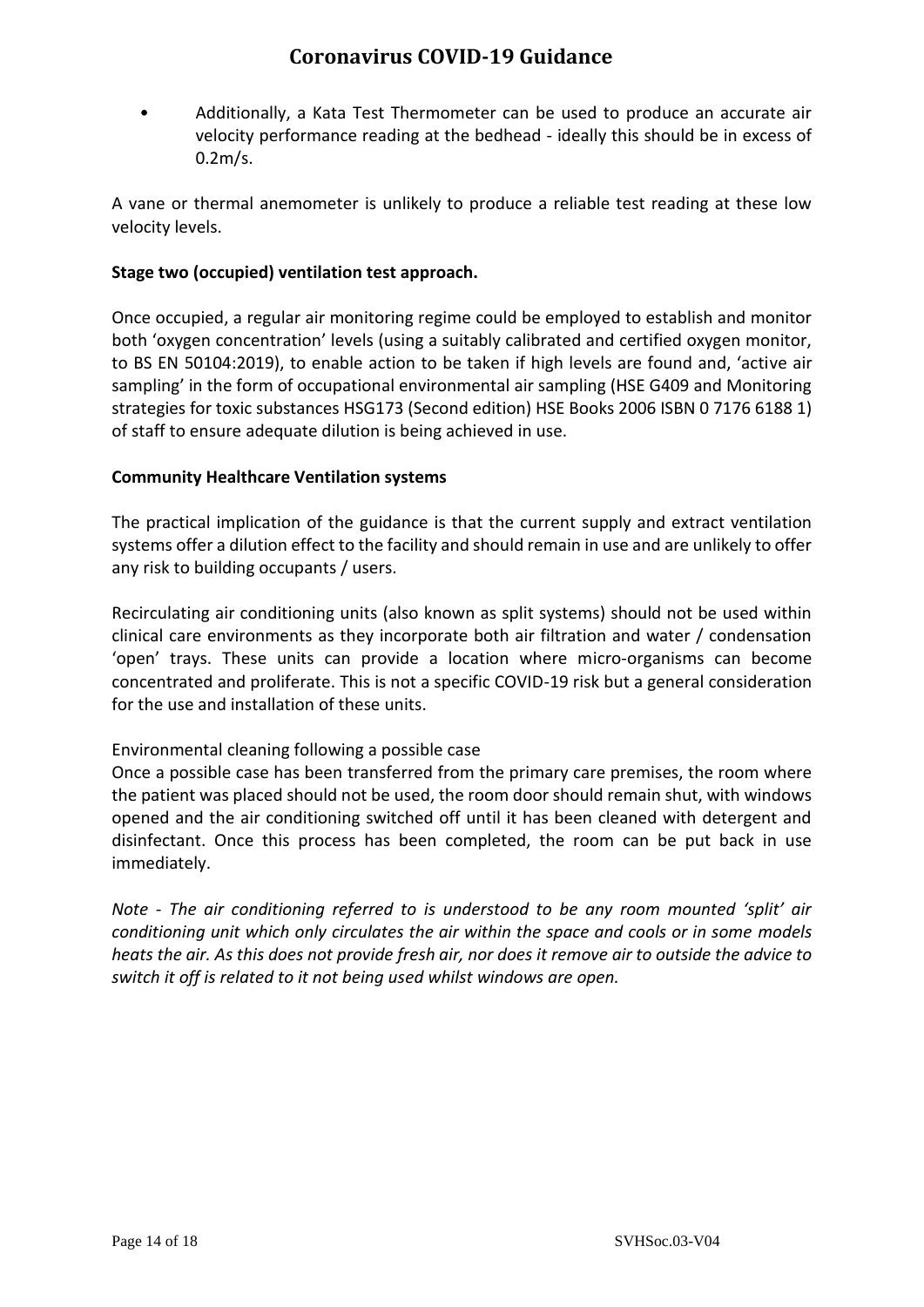- Additionally, a Kata Test Thermometer can be used to produce an accurate air velocity performance reading at the bedhead - ideally this should be in excess of 0.2m/s.

A vane or thermal anemometer is unlikely to produce a reliable test reading at these low velocity levels.

**Stage two (occupied) ventilation test approach.**

Once occupied, a regular air monitoring regime could be employed to establish and monitor both 'oxygen concentration' levels (using a suitably calibrated and certified oxygen monitor, to BS EN 50104:2019), to enable action to be taken if high levels are found and, 'active air sampling' in the form of occupational environmental air sampling (HSE G409 and Monitoring strategies for toxic substances HSG173 (Second edition) HSE Books 2006 ISBN 0 7176 6188 1) of staff to ensure adequate dilution is being achieved in use.

**Community Healthcare Ventilation systems**

The practical implication of the guidance is that the current supply and extract ventilation systems offer a dilution effect to the facility and should remain in use and are unlikely to offer any risk to building occupants / users.

Recirculating air conditioning units (also known as split systems) should not be used within clinical care environments as they incorporate both air filtration and water / condensation 'open' trays. These units can provide a location where micro-organisms can become concentrated and proliferate. This is not a specific COVID-19 risk but a general consideration for the use and installation of these units.

Environmental cleaning following a possible case

Once a possible case has been transferred from the primary care premises, the room where the patient was placed should not be used, the room door should remain shut, with windows opened and the air conditioning switched off until it has been cleaned with detergent and disinfectant. Once this process has been completed, the room can be put back in use immediately.

*Note - The air conditioning referred to is understood to be any room mounted 'split' air conditioning unit which only circulates the air within the space and cools or in some models heats the air. As this does not provide fresh air, nor does it remove air to outside the advice to switch it off is related to it not being used whilst windows are open.*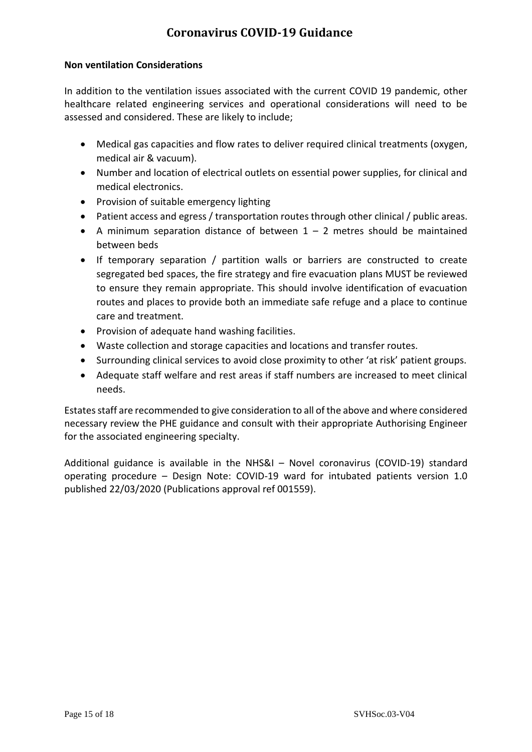**Non ventilation Considerations**

In addition to the ventilation issues associated with the current COVID 19 pandemic, other healthcare related engineering services and operational considerations will need to be assessed and considered. These are likely to include;

- Medical gas capacities and flow rates to deliver required clinical treatments (oxygen, medical air & vacuum).
- Number and location of electrical outlets on essential power supplies, for clinical and medical electronics.
- Provision of suitable emergency lighting
- Patient access and egress / transportation routes through other clinical / public areas.
- A minimum separation distance of between 1 – 2 metres should be maintained between beds
- If temporary separation / partition walls or barriers are constructed to create segregated bed spaces, the fire strategy and fire evacuation plans MUST be reviewed to ensure they remain appropriate. This should involve identification of evacuation routes and places to provide both an immediate safe refuge and a place to continue care and treatment.
- Provision of adequate hand washing facilities.
- Waste collection and storage capacities and locations and transfer routes.
- Surrounding clinical services to avoid close proximity to other 'at risk' patient groups.
- Adequate staff welfare and rest areas if staff numbers are increased to meet clinical needs.

Estates staff are recommended to give consideration to all of the above and where considered necessary review the PHE guidance and consult with their appropriate Authorising Engineer for the associated engineering specialty.

Additional guidance is available in the NHS&I – Novel coronavirus (COVID-19) standard operating procedure – Design Note: COVID-19 ward for intubated patients version 1.0 published 22/03/2020 (Publications approval ref 001559).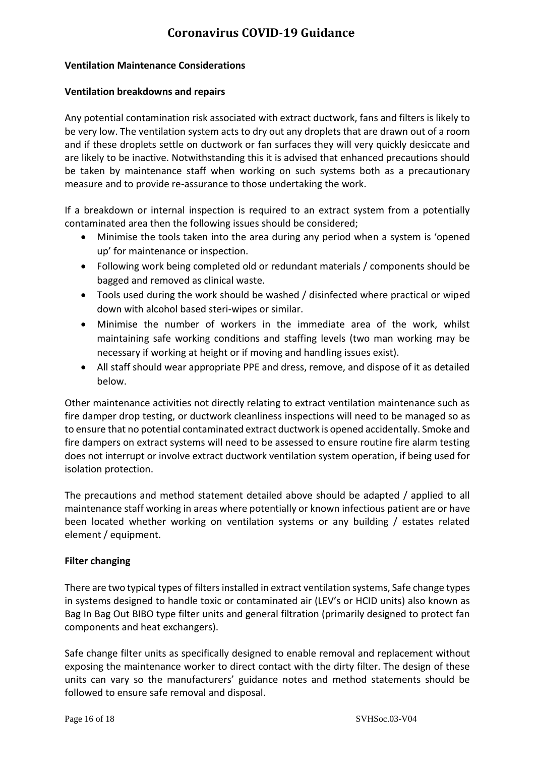**Ventilation Maintenance Considerations**

**Ventilation breakdowns and repairs**

Any potential contamination risk associated with extract ductwork, fans and filters is likely to be very low. The ventilation system acts to dry out any droplets that are drawn out of a room and if these droplets settle on ductwork or fan surfaces they will very quickly desiccate and are likely to be inactive. Notwithstanding this it is advised that enhanced precautions should be taken by maintenance staff when working on such systems both as a precautionary measure and to provide re-assurance to those undertaking the work.

If a breakdown or internal inspection is required to an extract system from a potentially contaminated area then the following issues should be considered;

- Minimise the tools taken into the area during any period when a system is 'opened up' for maintenance or inspection.
- Following work being completed old or redundant materials / components should be bagged and removed as clinical waste.
- Tools used during the work should be washed / disinfected where practical or wiped down with alcohol based steri-wipes or similar.
- Minimise the number of workers in the immediate area of the work, whilst maintaining safe working conditions and staffing levels (two man working may be necessary if working at height or if moving and handling issues exist).
- All staff should wear appropriate PPE and dress, remove, and dispose of it as detailed below.

Other maintenance activities not directly relating to extract ventilation maintenance such as fire damper drop testing, or ductwork cleanliness inspections will need to be managed so as to ensure that no potential contaminated extract ductwork is opened accidentally. Smoke and fire dampers on extract systems will need to be assessed to ensure routine fire alarm testing does not interrupt or involve extract ductwork ventilation system operation, if being used for isolation protection.

The precautions and method statement detailed above should be adapted / applied to all maintenance staff working in areas where potentially or known infectious patient are or have been located whether working on ventilation systems or any building / estates related element / equipment.

**Filter changing**

There are two typical types of filters installed in extract ventilation systems, Safe change types in systems designed to handle toxic or contaminated air (LEV's or HCID units) also known as Bag In Bag Out BIBO type filter units and general filtration (primarily designed to protect fan components and heat exchangers).

Safe change filter units as specifically designed to enable removal and replacement without exposing the maintenance worker to direct contact with the dirty filter. The design of these units can vary so the manufacturers' guidance notes and method statements should be followed to ensure safe removal and disposal.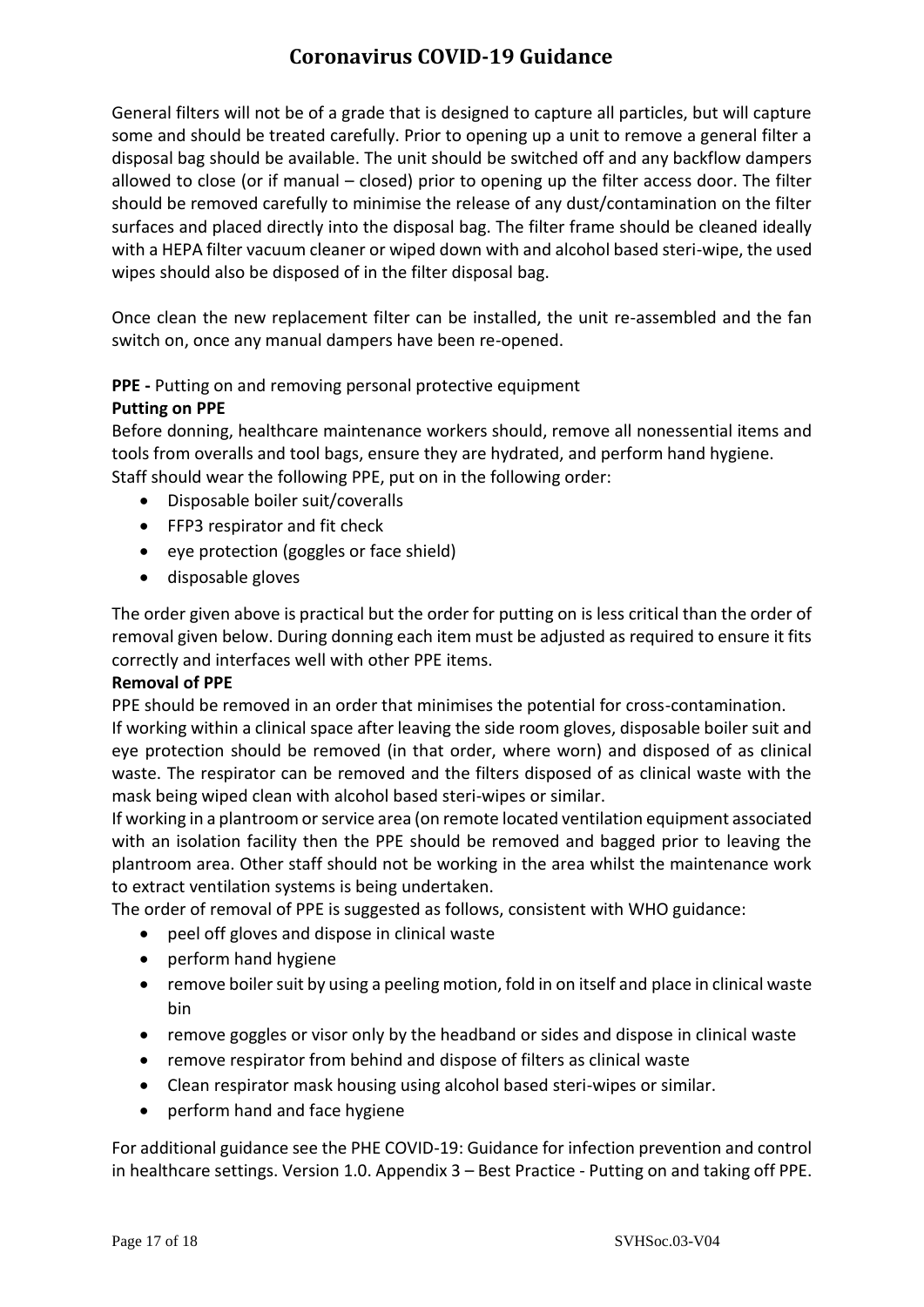General filters will not be of a grade that is designed to capture all particles, but will capture some and should be treated carefully. Prior to opening up a unit to remove a general filter a disposal bag should be available. The unit should be switched off and any backflow dampers allowed to close (or if manual – closed) prior to opening up the filter access door. The filter should be removed carefully to minimise the release of any dust/contamination on the filter surfaces and placed directly into the disposal bag. The filter frame should be cleaned ideally with a HEPA filter vacuum cleaner or wiped down with and alcohol based steri-wipe, the used wipes should also be disposed of in the filter disposal bag.

Once clean the new replacement filter can be installed, the unit re-assembled and the fan switch on, once any manual dampers have been re-opened.

**PPE -** Putting on and removing personal protective equipment

**Putting on PPE**

Before donning, healthcare maintenance workers should, remove all nonessential items and tools from overalls and tool bags, ensure they are hydrated, and perform hand hygiene.
Staff should wear the following PPE, put on in the following order:

- Disposable boiler suit/coveralls
- FFP3 respirator and fit check
- eye protection (goggles or face shield)
- disposable gloves

The order given above is practical but the order for putting on is less critical than the order of removal given below. During donning each item must be adjusted as required to ensure it fits correctly and interfaces well with other PPE items.

**Removal of PPE**

PPE should be removed in an order that minimises the potential for cross-contamination.
If working within a clinical space after leaving the side room gloves, disposable boiler suit and eye protection should be removed (in that order, where worn) and disposed of as clinical waste. The respirator can be removed and the filters disposed of as clinical waste with the mask being wiped clean with alcohol based steri-wipes or similar.
If working in a plantroom or service area (on remote located ventilation equipment associated with an isolation facility then the PPE should be removed and bagged prior to leaving the plantroom area. Other staff should not be working in the area whilst the maintenance work to extract ventilation systems is being undertaken.
The order of removal of PPE is suggested as follows, consistent with WHO guidance:

- peel off gloves and dispose in clinical waste
- perform hand hygiene
- remove boiler suit by using a peeling motion, fold in on itself and place in clinical waste bin
- remove goggles or visor only by the headband or sides and dispose in clinical waste
- remove respirator from behind and dispose of filters as clinical waste
- Clean respirator mask housing using alcohol based steri-wipes or similar.
- perform hand and face hygiene

For additional guidance see the PHE COVID-19: Guidance for infection prevention and control in healthcare settings. Version 1.0. Appendix 3 – Best Practice - Putting on and taking off PPE.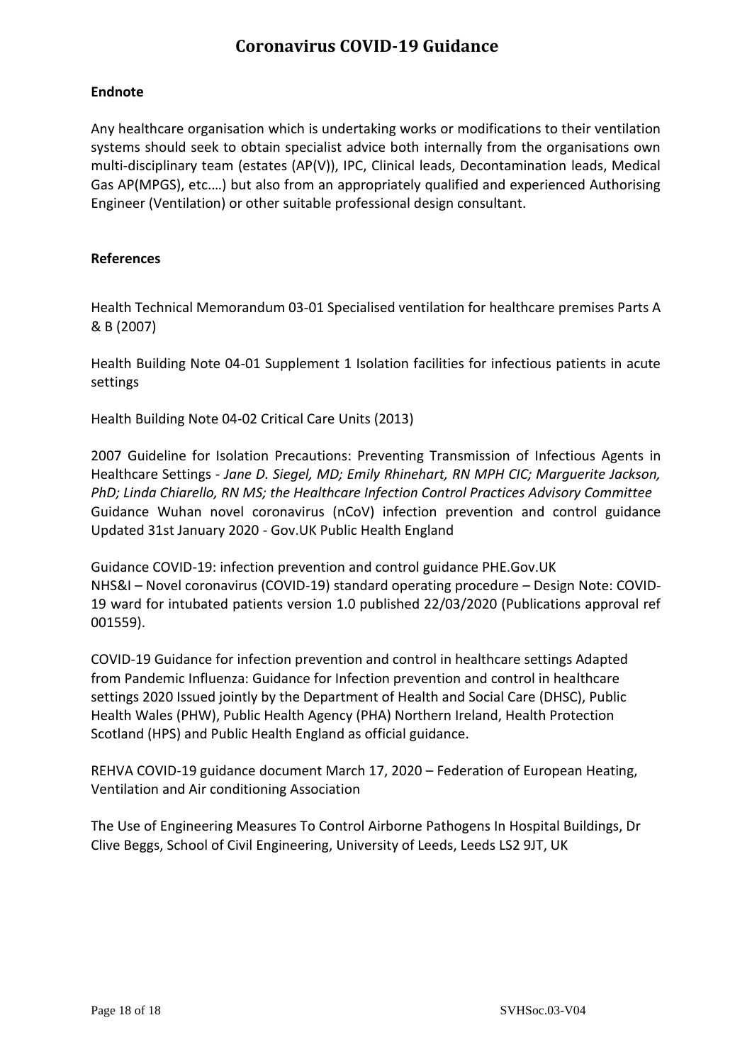### Endnote

Any healthcare organisation which is undertaking works or modifications to their ventilation systems should seek to obtain specialist advice both internally from the organisations own multi-disciplinary team (estates (AP(V)), IPC, Clinical leads, Decontamination leads, Medical Gas AP(MPGS), etc.…) but also from an appropriately qualified and experienced Authorising Engineer (Ventilation) or other suitable professional design consultant.

### References

Health Technical Memorandum 03-01 Specialised ventilation for healthcare premises Parts A & B (2007)

Health Building Note 04-01 Supplement 1 Isolation facilities for infectious patients in acute settings

Health Building Note 04-02 Critical Care Units (2013)

2007 Guideline for Isolation Precautions: Preventing Transmission of Infectious Agents in Healthcare Settings - *Jane D. Siegel, MD; Emily Rhinehart, RN MPH CIC; Marguerite Jackson, PhD; Linda Chiarello, RN MS; the Healthcare Infection Control Practices Advisory Committee*
Guidance Wuhan novel coronavirus (nCoV) infection prevention and control guidance Updated 31st January 2020 - Gov.UK Public Health England

Guidance COVID-19: infection prevention and control guidance PHE.Gov.UK
NHS&I – Novel coronavirus (COVID-19) standard operating procedure – Design Note: COVID-19 ward for intubated patients version 1.0 published 22/03/2020 (Publications approval ref 001559).

COVID-19 Guidance for infection prevention and control in healthcare settings Adapted from Pandemic Influenza: Guidance for Infection prevention and control in healthcare settings 2020 Issued jointly by the Department of Health and Social Care (DHSC), Public Health Wales (PHW), Public Health Agency (PHA) Northern Ireland, Health Protection Scotland (HPS) and Public Health England as official guidance.

REHVA COVID-19 guidance document March 17, 2020 – Federation of European Heating, Ventilation and Air conditioning Association

The Use of Engineering Measures To Control Airborne Pathogens In Hospital Buildings, Dr Clive Beggs, School of Civil Engineering, University of Leeds, Leeds LS2 9JT, UK